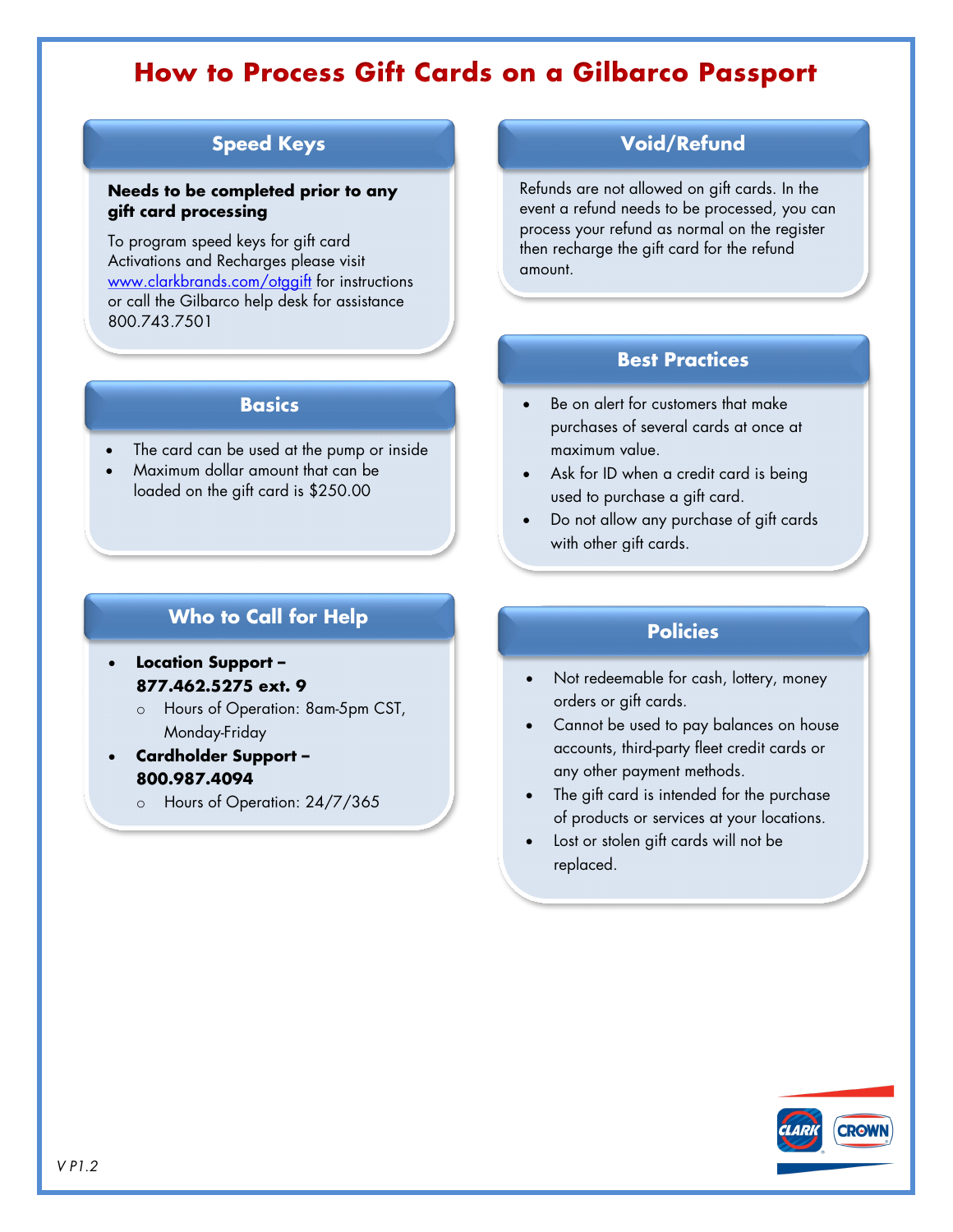# How to Process Gift Cards on a Gilbarco Passport

## Speed Keys

**Needs to be completed prior to any gift card processing**

To program speed keys for gift card Activations and Recharges please visit www.clarkbrands.com/otggift for instructions or call the Gilbarco help desk for assistance 800.743.7501

## Basics

- The card can be used at the pump or inside
- Maximum dollar amount that can be loaded on the gift card is $250.00

## Who to Call for Help

- **Location Support – 877.462.5275 ext. 9**
  - Hours of Operation: 8am-5pm CST, Monday-Friday
- **Cardholder Support – 800.987.4094**
  - Hours of Operation: 24/7/365

## Void/Refund

Refunds are not allowed on gift cards. In the event a refund needs to be processed, you can process your refund as normal on the register then recharge the gift card for the refund amount.

## Best Practices

- Be on alert for customers that make purchases of several cards at once at maximum value.
- Ask for ID when a credit card is being used to purchase a gift card.
- Do not allow any purchase of gift cards with other gift cards.

## Policies

- Not redeemable for cash, lottery, money orders or gift cards.
- Cannot be used to pay balances on house accounts, third-party fleet credit cards or any other payment methods.
- The gift card is intended for the purchase of products or services at your locations.
- Lost or stolen gift cards will not be replaced.

*V P1.2*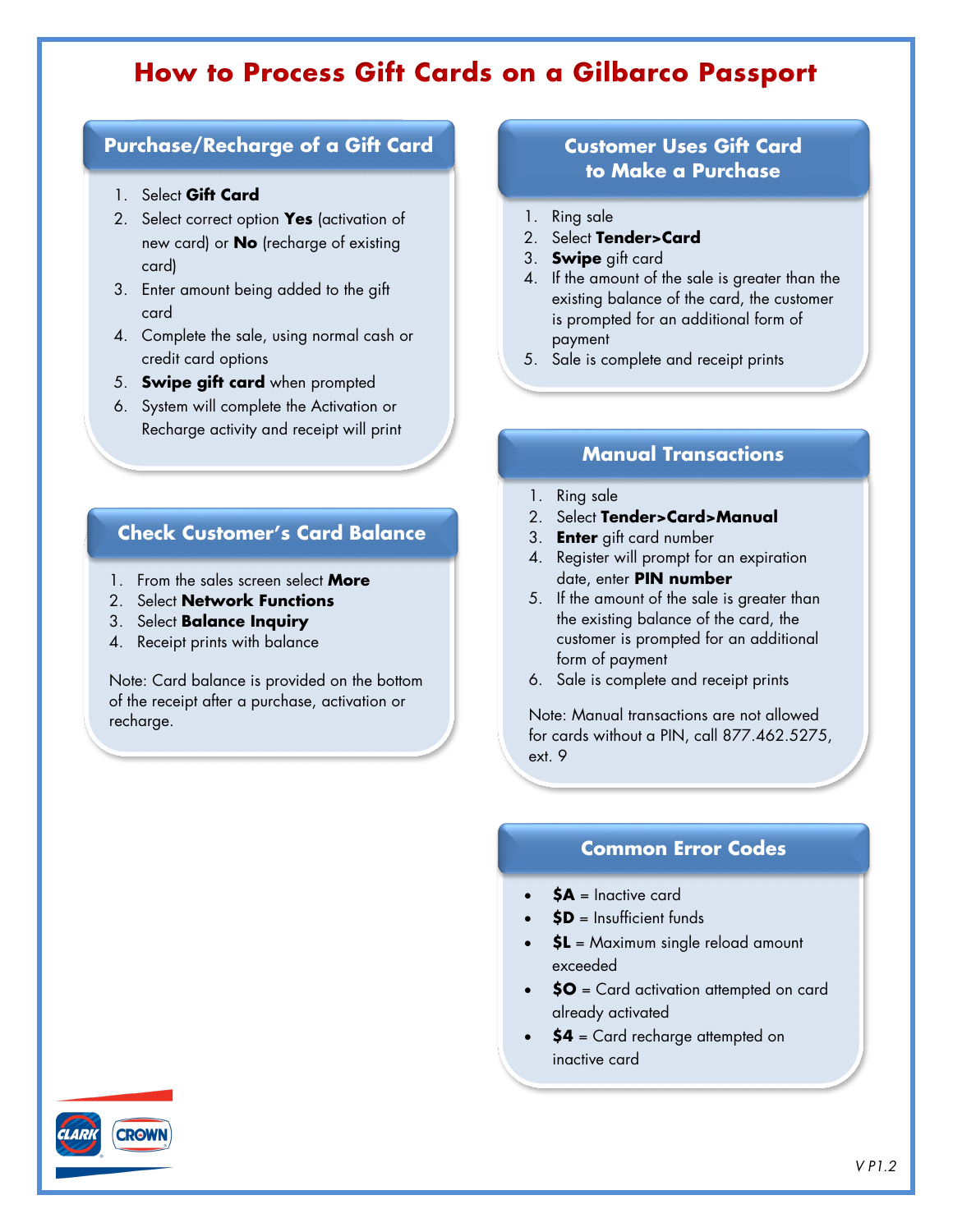# How to Process Gift Cards on a Gilbarco Passport

## Purchase/Recharge of a Gift Card

1. Select **Gift Card**
2. Select correct option **Yes** (activation of new card) or **No** (recharge of existing card)
3. Enter amount being added to the gift card
4. Complete the sale, using normal cash or credit card options
5. **Swipe gift card** when prompted
6. System will complete the Activation or Recharge activity and receipt will print

## Check Customer's Card Balance

1. From the sales screen select **More**
2. Select **Network Functions**
3. Select **Balance Inquiry**
4. Receipt prints with balance

Note: Card balance is provided on the bottom of the receipt after a purchase, activation or recharge.

## Customer Uses Gift Card to Make a Purchase

1. Ring sale
2. Select **Tender>Card**
3. **Swipe** gift card
4. If the amount of the sale is greater than the existing balance of the card, the customer is prompted for an additional form of payment
5. Sale is complete and receipt prints

## Manual Transactions

1. Ring sale
2. Select **Tender>Card>Manual**
3. **Enter** gift card number
4. Register will prompt for an expiration date, enter **PIN number**
5. If the amount of the sale is greater than the existing balance of the card, the customer is prompted for an additional form of payment
6. Sale is complete and receipt prints

Note: Manual transactions are not allowed for cards without a PIN, call 877.462.5275, ext. 9

## Common Error Codes

- **$A** = Inactive card
- **$D** = Insufficient funds
- **$L** = Maximum single reload amount exceeded
- **$O** = Card activation attempted on card already activated
- **$4** = Card recharge attempted on inactive card

V P1.2